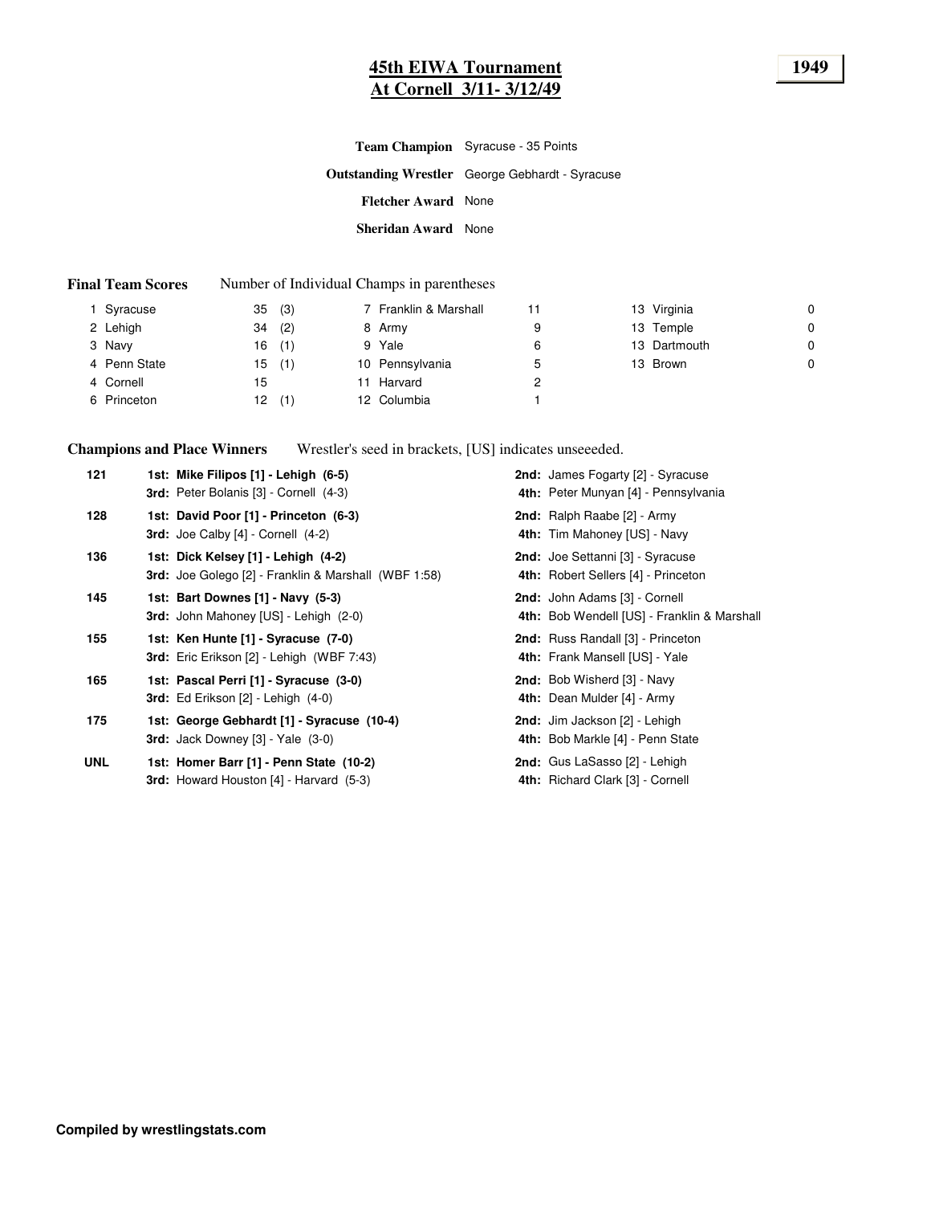# 45th EIWA Tournament
## At Cornell 3/11- 3/12/49

**1949**

**Team Champion** Syracuse - 35 Points

**Outstanding Wrestler** George Gebhardt - Syracuse

**Fletcher Award** None

**Sheridan Award** None

**Final Team Scores** Number of Individual Champs in parentheses

| Rank | Team | Points | Champs |
|---|---|---|---|
| 1 | Syracuse | 35 | (3) |
| 2 | Lehigh | 34 | (2) |
| 3 | Navy | 16 | (1) |
| 4 | Penn State | 15 | (1) |
| 4 | Cornell | 15 | |
| 6 | Princeton | 12 | (1) |
| 7 | Franklin & Marshall | 11 | |
| 8 | Army | 9 | |
| 9 | Yale | 6 | |
| 10 | Pennsylvania | 5 | |
| 11 | Harvard | 2 | |
| 12 | Columbia | 1 | |
| 13 | Virginia | 0 | |
| 13 | Temple | 0 | |
| 13 | Dartmouth | 0 | |
| 13 | Brown | 0 | |

**Champions and Place Winners** Wrestler's seed in brackets, [US] indicates unseeeded.

**121**
- **1st: Mike Filipos [1] - Lehigh (6-5)**
- **2nd:** James Fogarty [2] - Syracuse
- **3rd:** Peter Bolanis [3] - Cornell (4-3)
- **4th:** Peter Munyan [4] - Pennsylvania

**128**
- **1st: David Poor [1] - Princeton (6-3)**
- **2nd:** Ralph Raabe [2] - Army
- **3rd:** Joe Calby [4] - Cornell (4-2)
- **4th:** Tim Mahoney [US] - Navy

**136**
- **1st: Dick Kelsey [1] - Lehigh (4-2)**
- **2nd:** Joe Settanni [3] - Syracuse
- **3rd:** Joe Golego [2] - Franklin & Marshall (WBF 1:58)
- **4th:** Robert Sellers [4] - Princeton

**145**
- **1st: Bart Downes [1] - Navy (5-3)**
- **2nd:** John Adams [3] - Cornell
- **3rd:** John Mahoney [US] - Lehigh (2-0)
- **4th:** Bob Wendell [US] - Franklin & Marshall

**155**
- **1st: Ken Hunte [1] - Syracuse (7-0)**
- **2nd:** Russ Randall [3] - Princeton
- **3rd:** Eric Erikson [2] - Lehigh (WBF 7:43)
- **4th:** Frank Mansell [US] - Yale

**165**
- **1st: Pascal Perri [1] - Syracuse (3-0)**
- **2nd:** Bob Wisherd [3] - Navy
- **3rd:** Ed Erikson [2] - Lehigh (4-0)
- **4th:** Dean Mulder [4] - Army

**175**
- **1st: George Gebhardt [1] - Syracuse (10-4)**
- **2nd:** Jim Jackson [2] - Lehigh
- **3rd:** Jack Downey [3] - Yale (3-0)
- **4th:** Bob Markle [4] - Penn State

**UNL**
- **1st: Homer Barr [1] - Penn State (10-2)**
- **2nd:** Gus LaSasso [2] - Lehigh
- **3rd:** Howard Houston [4] - Harvard (5-3)
- **4th:** Richard Clark [3] - Cornell

**Compiled by wrestlingstats.com**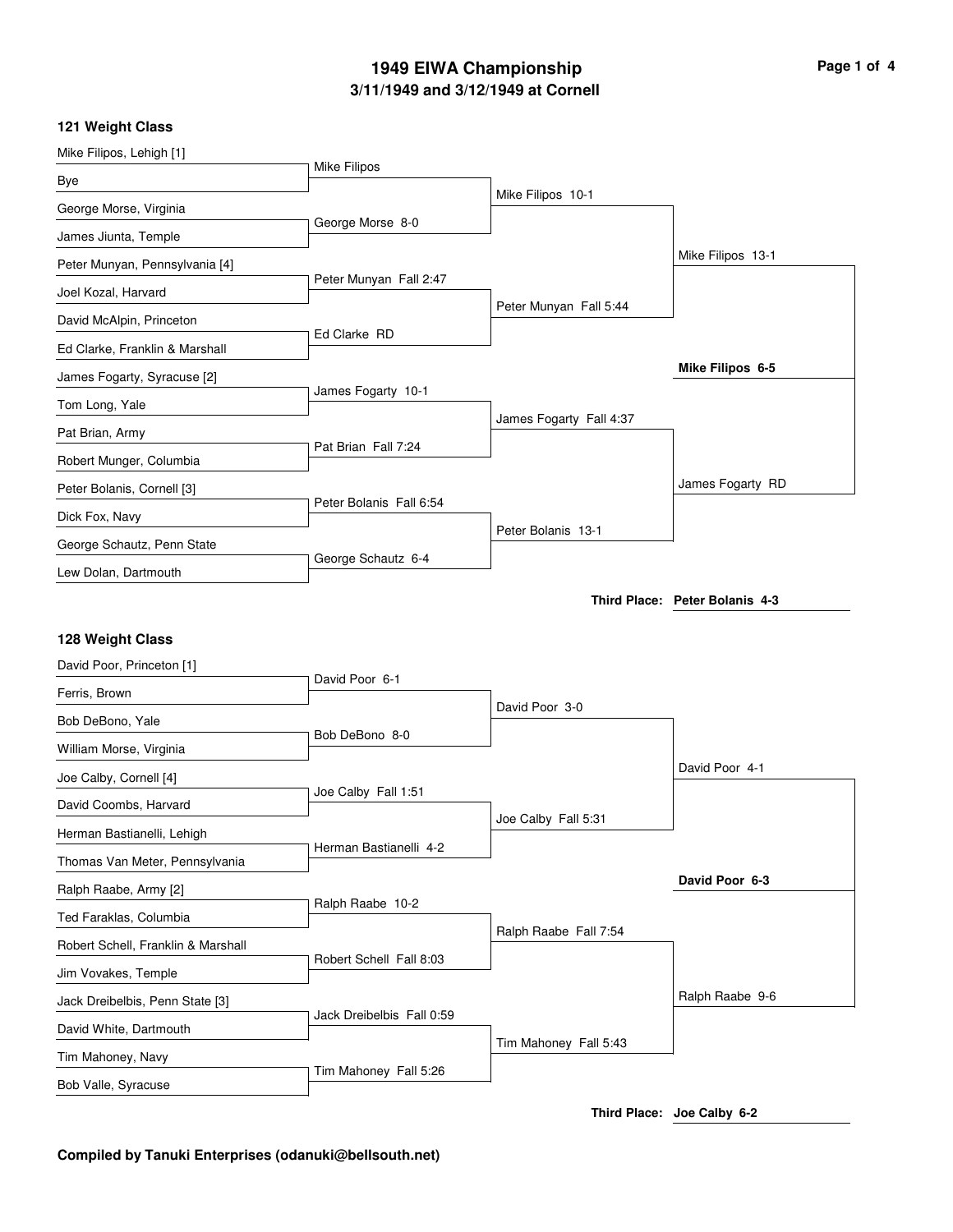# 1949 EIWA Championship

## 3/11/1949 and 3/12/1949 at Cornell

### 121 Weight Class

**First Round**

- Mike Filipos, Lehigh [1] vs. Bye — Mike Filipos
- George Morse, Virginia vs. James Jiunta, Temple — George Morse 8-0
- Peter Munyan, Pennsylvania [4] vs. Joel Kozal, Harvard — Peter Munyan Fall 2:47
- David McAlpin, Princeton vs. Ed Clarke, Franklin & Marshall — Ed Clarke RD
- James Fogarty, Syracuse [2] vs. Tom Long, Yale — James Fogarty 10-1
- Pat Brian, Army vs. Robert Munger, Columbia — Pat Brian Fall 7:24
- Peter Bolanis, Cornell [3] vs. Dick Fox, Navy — Peter Bolanis Fall 6:54
- George Schautz, Penn State vs. Lew Dolan, Dartmouth — George Schautz 6-4

**Quarterfinals**

- Mike Filipos 10-1
- Peter Munyan Fall 5:44
- James Fogarty Fall 4:37
- Peter Bolanis 13-1

**Semifinals**

- Mike Filipos 13-1
- James Fogarty RD

**Final**

- **Mike Filipos 6-5**

**Third Place: Peter Bolanis 4-3**

### 128 Weight Class

**First Round**

- David Poor, Princeton [1] vs. Ferris, Brown — David Poor 6-1
- Bob DeBono, Yale vs. William Morse, Virginia — Bob DeBono 8-0
- Joe Calby, Cornell [4] vs. David Coombs, Harvard — Joe Calby Fall 1:51
- Herman Bastianelli, Lehigh vs. Thomas Van Meter, Pennsylvania — Herman Bastianelli 4-2
- Ralph Raabe, Army [2] vs. Ted Faraklas, Columbia — Ralph Raabe 10-2
- Robert Schell, Franklin & Marshall vs. Jim Vovakes, Temple — Robert Schell Fall 8:03
- Jack Dreibelbis, Penn State [3] vs. David White, Dartmouth — Jack Dreibelbis Fall 0:59
- Tim Mahoney, Navy vs. Bob Valle, Syracuse — Tim Mahoney Fall 5:26

**Quarterfinals**

- David Poor 3-0
- Joe Calby Fall 5:31
- Ralph Raabe Fall 7:54
- Tim Mahoney Fall 5:43

**Semifinals**

- David Poor 4-1
- Ralph Raabe 9-6

**Final**

- **David Poor 6-3**

**Third Place: Joe Calby 6-2**

**Compiled by Tanuki Enterprises (odanuki@bellsouth.net)**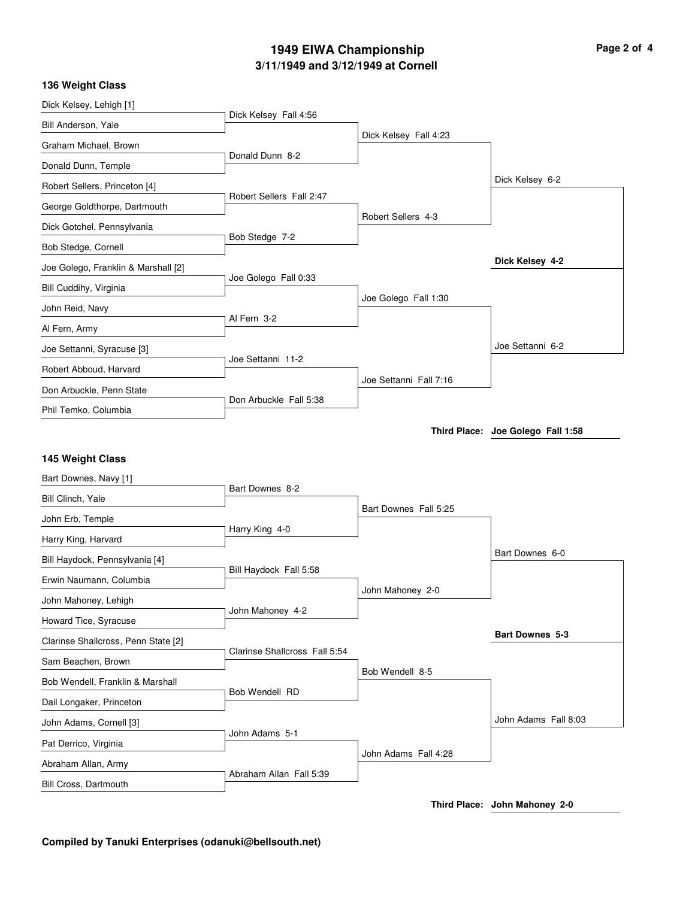# 1949 EIWA Championship

## 3/11/1949 and 3/12/1949 at Cornell

### 136 Weight Class

**First Round**

- Dick Kelsey, Lehigh [1] vs. Bill Anderson, Yale — Dick Kelsey Fall 4:56
- Graham Michael, Brown vs. Donald Dunn, Temple — Donald Dunn 8-2
- Robert Sellers, Princeton [4] vs. George Goldthorpe, Dartmouth — Robert Sellers Fall 2:47
- Dick Gotchel, Pennsylvania vs. Bob Stedge, Cornell — Bob Stedge 7-2
- Joe Golego, Franklin & Marshall [2] vs. Bill Cuddihy, Virginia — Joe Golego Fall 0:33
- John Reid, Navy vs. Al Fern, Army — Al Fern 3-2
- Joe Settanni, Syracuse [3] vs. Robert Abboud, Harvard — Joe Settanni 11-2
- Don Arbuckle, Penn State vs. Phil Temko, Columbia — Don Arbuckle Fall 5:38

**Quarterfinals**

- Dick Kelsey Fall 4:23
- Robert Sellers 4-3
- Joe Golego Fall 1:30
- Joe Settanni Fall 7:16

**Semifinals**

- Dick Kelsey 6-2
- Joe Settanni 6-2

**Final**

- **Dick Kelsey 4-2**

**Third Place:** Joe Golego Fall 1:58

### 145 Weight Class

**First Round**

- Bart Downes, Navy [1] vs. Bill Clinch, Yale — Bart Downes 8-2
- John Erb, Temple vs. Harry King, Harvard — Harry King 4-0
- Bill Haydock, Pennsylvania [4] vs. Erwin Naumann, Columbia — Bill Haydock Fall 5:58
- John Mahoney, Lehigh vs. Howard Tice, Syracuse — John Mahoney 4-2
- Clarinse Shallcross, Penn State [2] vs. Sam Beachen, Brown — Clarinse Shallcross Fall 5:54
- Bob Wendell, Franklin & Marshall vs. Dail Longaker, Princeton — Bob Wendell RD
- John Adams, Cornell [3] vs. Pat Derrico, Virginia — John Adams 5-1
- Abraham Allan, Army vs. Bill Cross, Dartmouth — Abraham Allan Fall 5:39

**Quarterfinals**

- Bart Downes Fall 5:25
- John Mahoney 2-0
- Bob Wendell 8-5
- John Adams Fall 4:28

**Semifinals**

- Bart Downes 6-0
- John Adams Fall 8:03

**Final**

- **Bart Downes 5-3**

**Third Place:** John Mahoney 2-0

**Compiled by Tanuki Enterprises (odanuki@bellsouth.net)**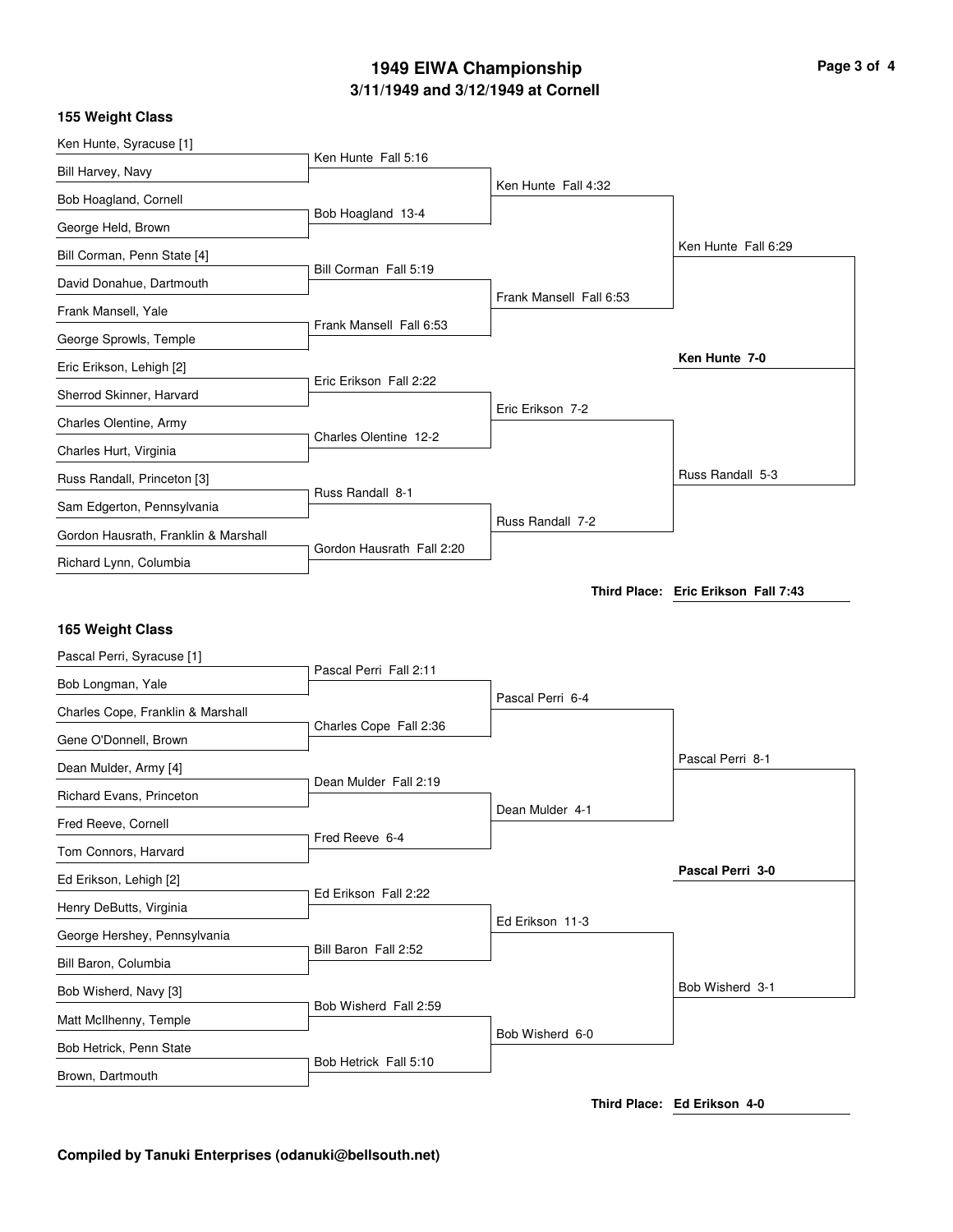# 1949 EIWA Championship

## 3/11/1949 and 3/12/1949 at Cornell

### 155 Weight Class

**First Round**

- Ken Hunte, Syracuse [1] vs. Bill Harvey, Navy — Ken Hunte Fall 5:16
- Bob Hoagland, Cornell vs. George Held, Brown — Bob Hoagland 13-4
- Bill Corman, Penn State [4] vs. David Donahue, Dartmouth — Bill Corman Fall 5:19
- Frank Mansell, Yale vs. George Sprowls, Temple — Frank Mansell Fall 6:53
- Eric Erikson, Lehigh [2] vs. Sherrod Skinner, Harvard — Eric Erikson Fall 2:22
- Charles Olentine, Army vs. Charles Hurt, Virginia — Charles Olentine 12-2
- Russ Randall, Princeton [3] vs. Sam Edgerton, Pennsylvania — Russ Randall 8-1
- Gordon Hausrath, Franklin & Marshall vs. Richard Lynn, Columbia — Gordon Hausrath Fall 2:20

**Quarterfinals**

- Ken Hunte Fall 4:32
- Frank Mansell Fall 6:53
- Eric Erikson 7-2
- Russ Randall 7-2

**Semifinals**

- Ken Hunte Fall 6:29
- Russ Randall 5-3

**Final**

- **Ken Hunte 7-0**

**Third Place: Eric Erikson Fall 7:43**

### 165 Weight Class

**First Round**

- Pascal Perri, Syracuse [1] vs. Bob Longman, Yale — Pascal Perri Fall 2:11
- Charles Cope, Franklin & Marshall vs. Gene O'Donnell, Brown — Charles Cope Fall 2:36
- Dean Mulder, Army [4] vs. Richard Evans, Princeton — Dean Mulder Fall 2:19
- Fred Reeve, Cornell vs. Tom Connors, Harvard — Fred Reeve 6-4
- Ed Erikson, Lehigh [2] vs. Henry DeButts, Virginia — Ed Erikson Fall 2:22
- George Hershey, Pennsylvania vs. Bill Baron, Columbia — Bill Baron Fall 2:52
- Bob Wisherd, Navy [3] vs. Matt McIlhenny, Temple — Bob Wisherd Fall 2:59
- Bob Hetrick, Penn State vs. Brown, Dartmouth — Bob Hetrick Fall 5:10

**Quarterfinals**

- Pascal Perri 6-4
- Dean Mulder 4-1
- Ed Erikson 11-3
- Bob Wisherd 6-0

**Semifinals**

- Pascal Perri 8-1
- Bob Wisherd 3-1

**Final**

- **Pascal Perri 3-0**

**Third Place: Ed Erikson 4-0**

**Compiled by Tanuki Enterprises (odanuki@bellsouth.net)**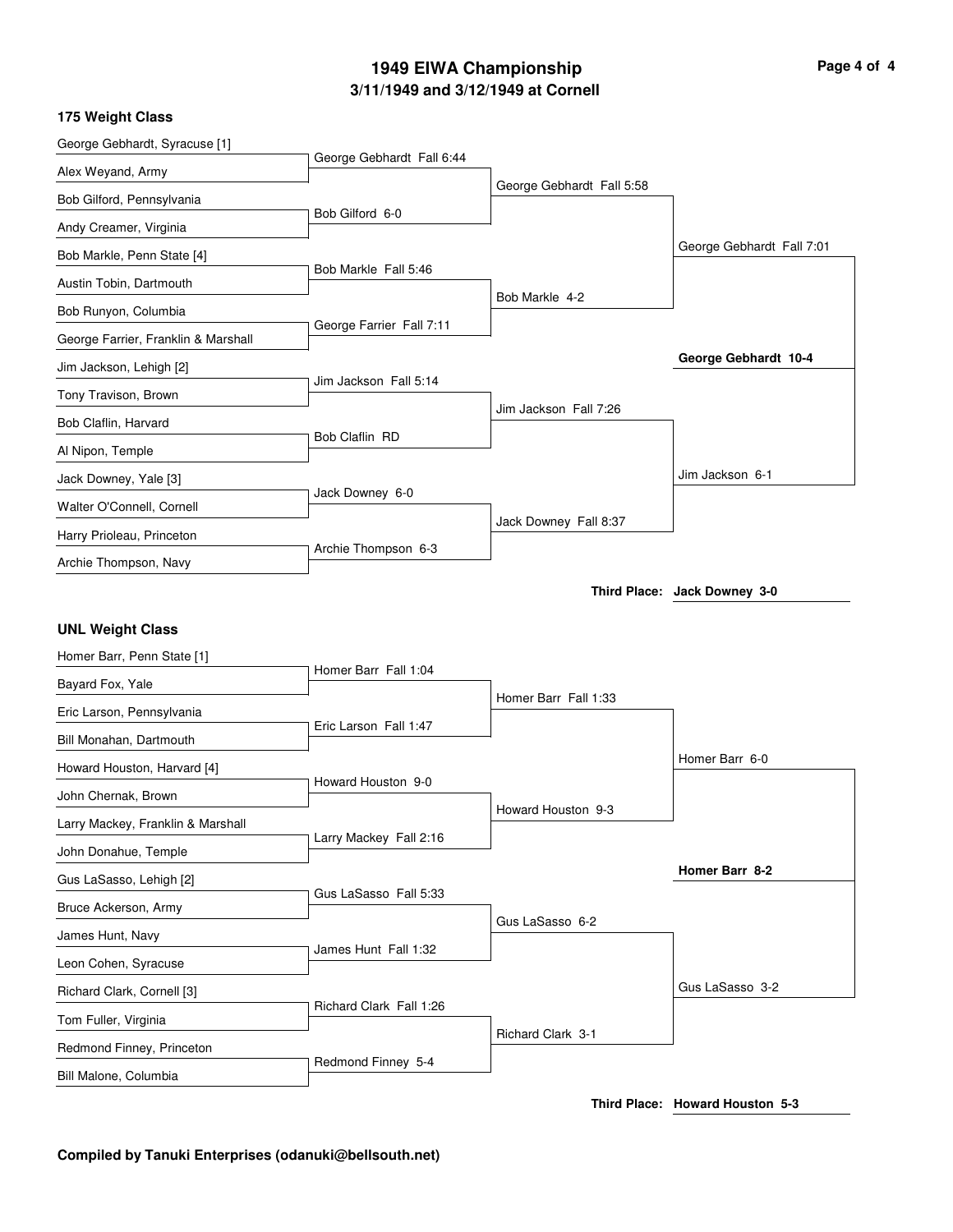# 1949 EIWA Championship

## 3/11/1949 and 3/12/1949 at Cornell

### 175 Weight Class

**First Round**

- George Gebhardt, Syracuse [1] vs. Alex Weyand, Army — George Gebhardt Fall 6:44
- Bob Gilford, Pennsylvania vs. Andy Creamer, Virginia — Bob Gilford 6-0
- Bob Markle, Penn State [4] vs. Austin Tobin, Dartmouth — Bob Markle Fall 5:46
- Bob Runyon, Columbia vs. George Farrier, Franklin & Marshall — George Farrier Fall 7:11
- Jim Jackson, Lehigh [2] vs. Tony Travison, Brown — Jim Jackson Fall 5:14
- Bob Claflin, Harvard vs. Al Nipon, Temple — Bob Claflin RD
- Jack Downey, Yale [3] vs. Walter O'Connell, Cornell — Jack Downey 6-0
- Harry Prioleau, Princeton vs. Archie Thompson, Navy — Archie Thompson 6-3

**Quarterfinals**

- George Gebhardt Fall 5:58
- Bob Markle 4-2
- Jim Jackson Fall 7:26
- Jack Downey Fall 8:37

**Semifinals**

- George Gebhardt Fall 7:01
- Jim Jackson 6-1

**Final**

- **George Gebhardt 10-4**

**Third Place: Jack Downey 3-0**

### UNL Weight Class

**First Round**

- Homer Barr, Penn State [1] vs. Bayard Fox, Yale — Homer Barr Fall 1:04
- Eric Larson, Pennsylvania vs. Bill Monahan, Dartmouth — Eric Larson Fall 1:47
- Howard Houston, Harvard [4] vs. John Chernak, Brown — Howard Houston 9-0
- Larry Mackey, Franklin & Marshall vs. John Donahue, Temple — Larry Mackey Fall 2:16
- Gus LaSasso, Lehigh [2] vs. Bruce Ackerson, Army — Gus LaSasso Fall 5:33
- James Hunt, Navy vs. Leon Cohen, Syracuse — James Hunt Fall 1:32
- Richard Clark, Cornell [3] vs. Tom Fuller, Virginia — Richard Clark Fall 1:26
- Redmond Finney, Princeton vs. Bill Malone, Columbia — Redmond Finney 5-4

**Quarterfinals**

- Homer Barr Fall 1:33
- Howard Houston 9-3
- Gus LaSasso 6-2
- Richard Clark 3-1

**Semifinals**

- Homer Barr 6-0
- Gus LaSasso 3-2

**Final**

- **Homer Barr 8-2**

**Third Place: Howard Houston 5-3**

**Compiled by Tanuki Enterprises (odanuki@bellsouth.net)**